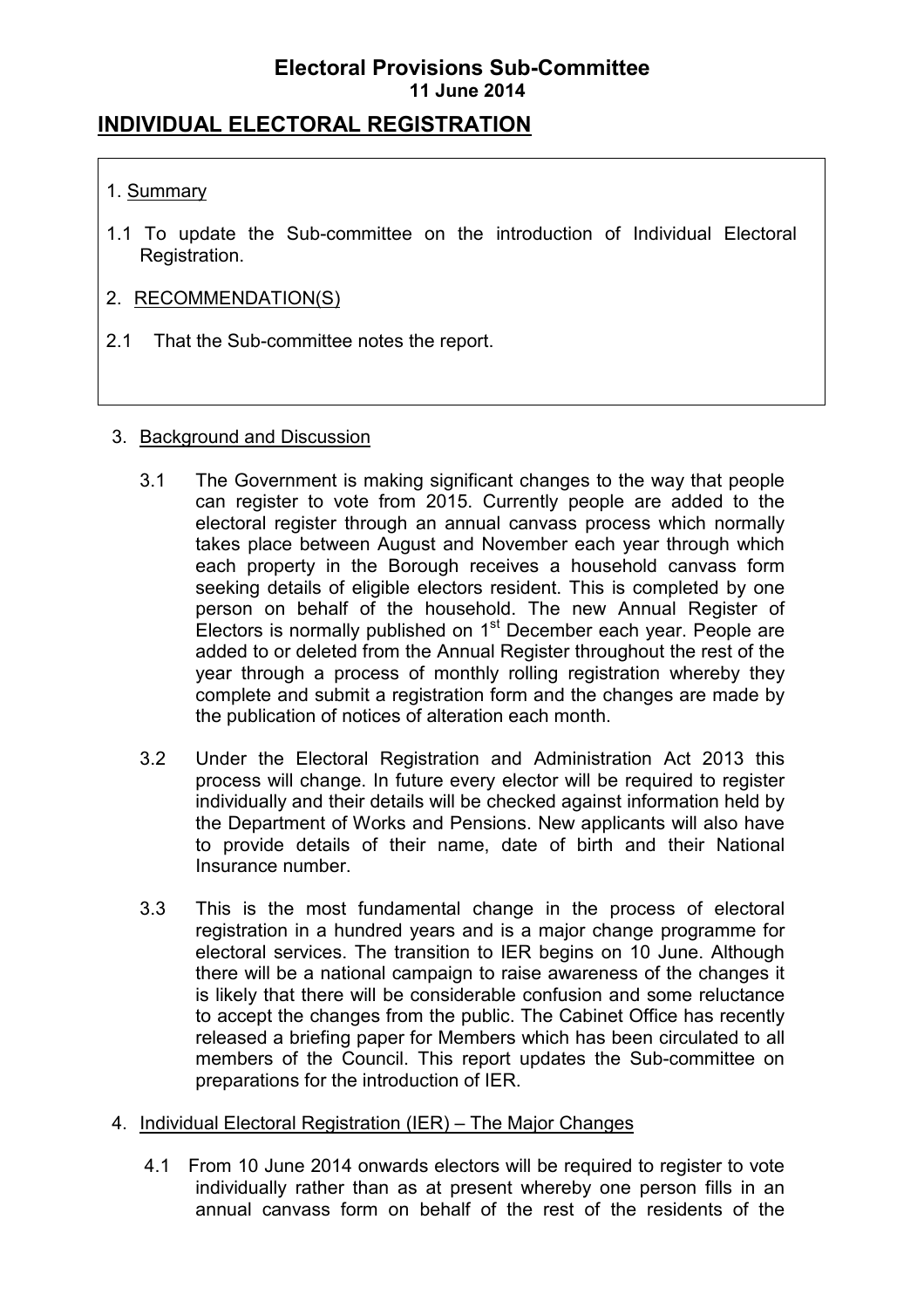**Electoral Provisions Sub-Committee**
**11 June 2014**

# INDIVIDUAL ELECTORAL REGISTRATION

1. Summary

1.1 To update the Sub-committee on the introduction of Individual Electoral Registration.

2. RECOMMENDATION(S)

2.1 That the Sub-committee notes the report.

3. Background and Discussion

3.1 The Government is making significant changes to the way that people can register to vote from 2015. Currently people are added to the electoral register through an annual canvass process which normally takes place between August and November each year through which each property in the Borough receives a household canvass form seeking details of eligible electors resident. This is completed by one person on behalf of the household. The new Annual Register of Electors is normally published on 1st December each year. People are added to or deleted from the Annual Register throughout the rest of the year through a process of monthly rolling registration whereby they complete and submit a registration form and the changes are made by the publication of notices of alteration each month.

3.2 Under the Electoral Registration and Administration Act 2013 this process will change. In future every elector will be required to register individually and their details will be checked against information held by the Department of Works and Pensions. New applicants will also have to provide details of their name, date of birth and their National Insurance number.

3.3 This is the most fundamental change in the process of electoral registration in a hundred years and is a major change programme for electoral services. The transition to IER begins on 10 June. Although there will be a national campaign to raise awareness of the changes it is likely that there will be considerable confusion and some reluctance to accept the changes from the public. The Cabinet Office has recently released a briefing paper for Members which has been circulated to all members of the Council. This report updates the Sub-committee on preparations for the introduction of IER.

4. Individual Electoral Registration (IER) – The Major Changes

4.1 From 10 June 2014 onwards electors will be required to register to vote individually rather than as at present whereby one person fills in an annual canvass form on behalf of the rest of the residents of the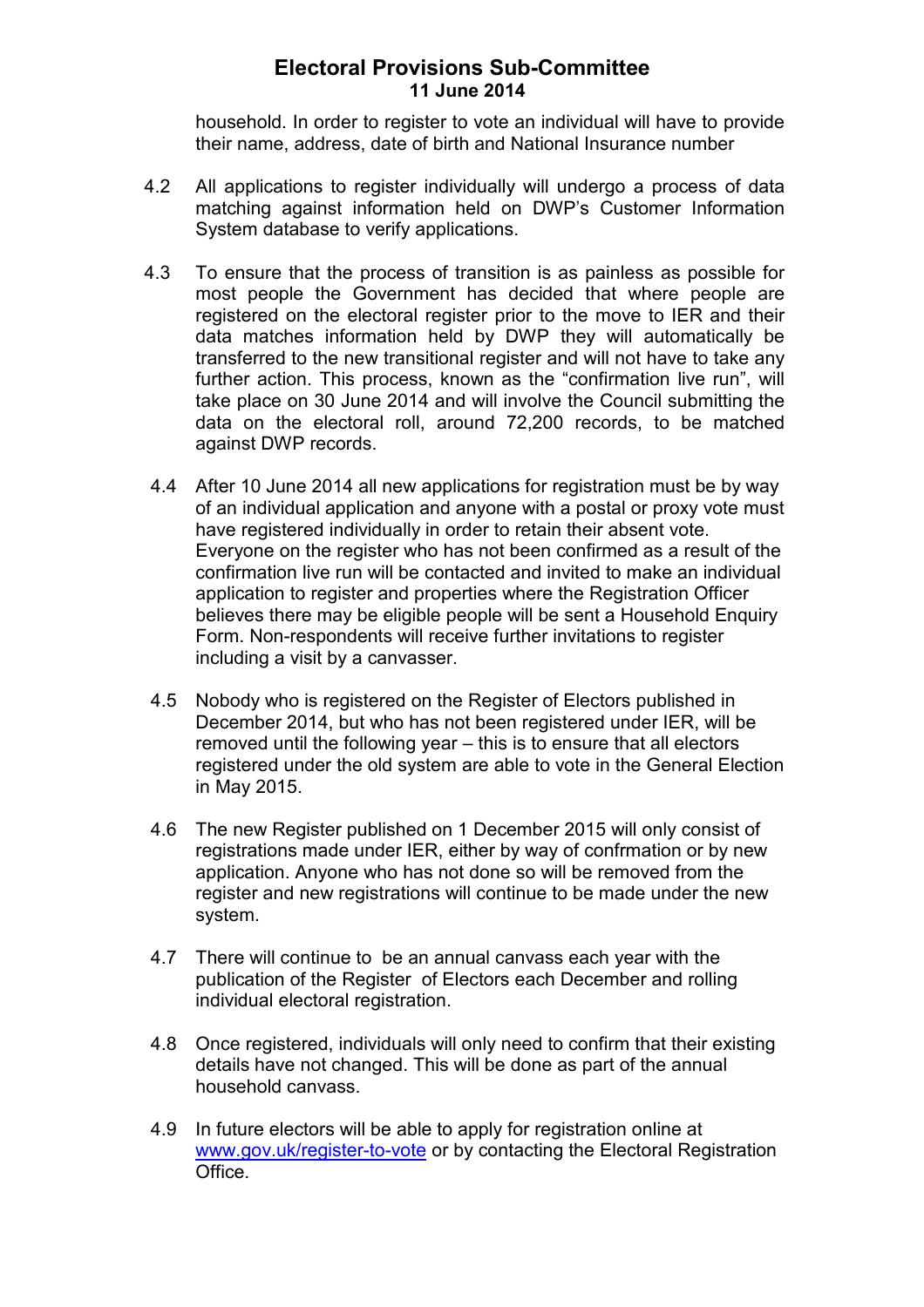household. In order to register to vote an individual will have to provide their name, address, date of birth and National Insurance number

4.2 All applications to register individually will undergo a process of data matching against information held on DWP's Customer Information System database to verify applications.

4.3 To ensure that the process of transition is as painless as possible for most people the Government has decided that where people are registered on the electoral register prior to the move to IER and their data matches information held by DWP they will automatically be transferred to the new transitional register and will not have to take any further action. This process, known as the "confirmation live run", will take place on 30 June 2014 and will involve the Council submitting the data on the electoral roll, around 72,200 records, to be matched against DWP records.

4.4 After 10 June 2014 all new applications for registration must be by way of an individual application and anyone with a postal or proxy vote must have registered individually in order to retain their absent vote. Everyone on the register who has not been confirmed as a result of the confirmation live run will be contacted and invited to make an individual application to register and properties where the Registration Officer believes there may be eligible people will be sent a Household Enquiry Form. Non-respondents will receive further invitations to register including a visit by a canvasser.

4.5 Nobody who is registered on the Register of Electors published in December 2014, but who has not been registered under IER, will be removed until the following year – this is to ensure that all electors registered under the old system are able to vote in the General Election in May 2015.

4.6 The new Register published on 1 December 2015 will only consist of registrations made under IER, either by way of confrmation or by new application. Anyone who has not done so will be removed from the register and new registrations will continue to be made under the new system.

4.7 There will continue to be an annual canvass each year with the publication of the Register of Electors each December and rolling individual electoral registration.

4.8 Once registered, individuals will only need to confirm that their existing details have not changed. This will be done as part of the annual household canvass.

4.9 In future electors will be able to apply for registration online at [www.gov.uk/register-to-vote](http://www.gov.uk/register-to-vote) or by contacting the Electoral Registration Office.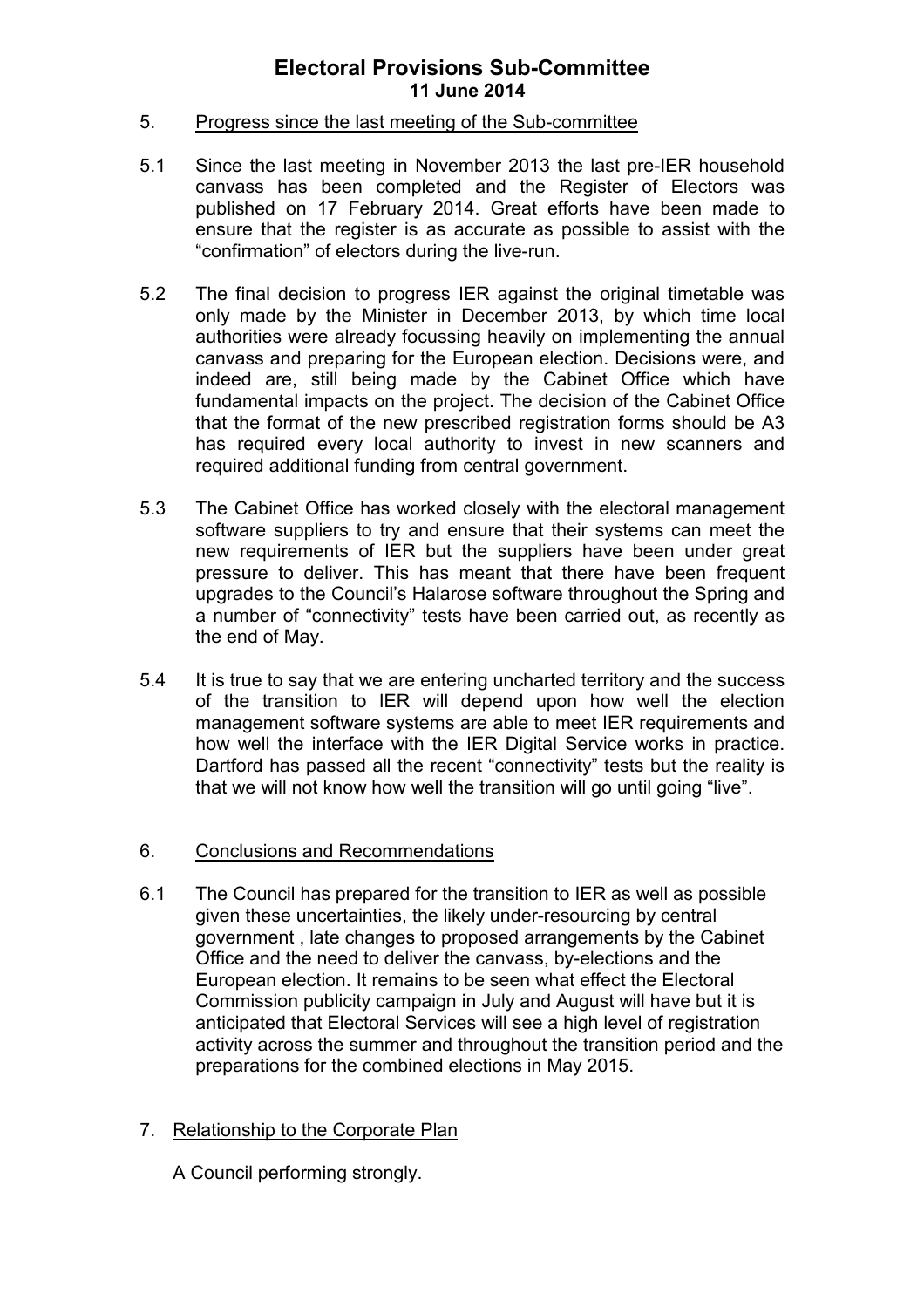# Electoral Provisions Sub-Committee
**11 June 2014**

5. Progress since the last meeting of the Sub-committee

5.1 Since the last meeting in November 2013 the last pre-IER household canvass has been completed and the Register of Electors was published on 17 February 2014. Great efforts have been made to ensure that the register is as accurate as possible to assist with the "confirmation" of electors during the live-run.

5.2 The final decision to progress IER against the original timetable was only made by the Minister in December 2013, by which time local authorities were already focussing heavily on implementing the annual canvass and preparing for the European election. Decisions were, and indeed are, still being made by the Cabinet Office which have fundamental impacts on the project. The decision of the Cabinet Office that the format of the new prescribed registration forms should be A3 has required every local authority to invest in new scanners and required additional funding from central government.

5.3 The Cabinet Office has worked closely with the electoral management software suppliers to try and ensure that their systems can meet the new requirements of IER but the suppliers have been under great pressure to deliver. This has meant that there have been frequent upgrades to the Council's Halarose software throughout the Spring and a number of "connectivity" tests have been carried out, as recently as the end of May.

5.4 It is true to say that we are entering uncharted territory and the success of the transition to IER will depend upon how well the election management software systems are able to meet IER requirements and how well the interface with the IER Digital Service works in practice. Dartford has passed all the recent "connectivity" tests but the reality is that we will not know how well the transition will go until going "live".

6. Conclusions and Recommendations

6.1 The Council has prepared for the transition to IER as well as possible given these uncertainties, the likely under-resourcing by central government , late changes to proposed arrangements by the Cabinet Office and the need to deliver the canvass, by-elections and the European election. It remains to be seen what effect the Electoral Commission publicity campaign in July and August will have but it is anticipated that Electoral Services will see a high level of registration activity across the summer and throughout the transition period and the preparations for the combined elections in May 2015.

7. Relationship to the Corporate Plan

A Council performing strongly.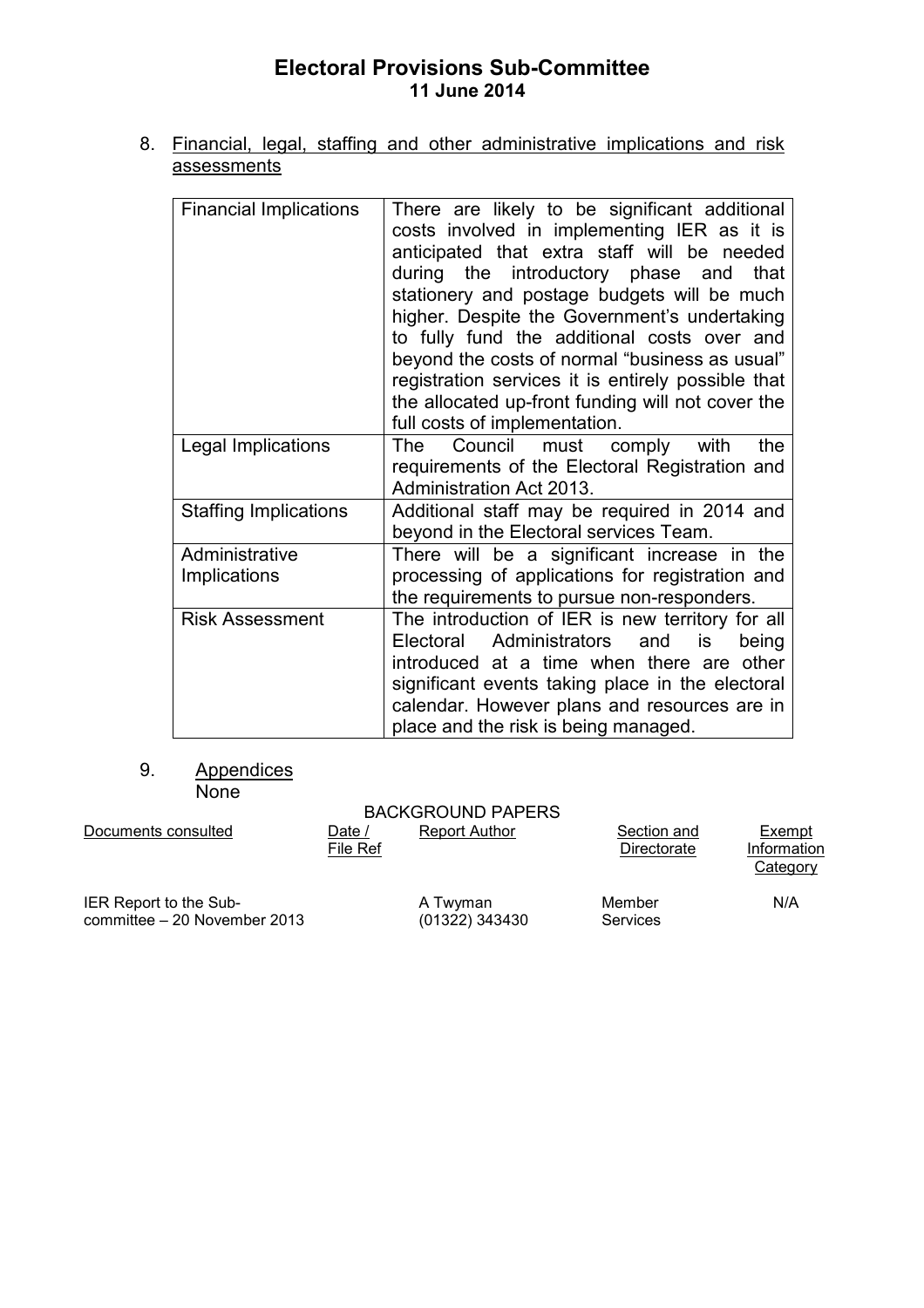**Electoral Provisions Sub-Committee**
**11 June 2014**

8. Financial, legal, staffing and other administrative implications and risk assessments

| | |
|---|---|
| Financial Implications | There are likely to be significant additional costs involved in implementing IER as it is anticipated that extra staff will be needed during the introductory phase and that stationery and postage budgets will be much higher. Despite the Government's undertaking to fully fund the additional costs over and beyond the costs of normal "business as usual" registration services it is entirely possible that the allocated up-front funding will not cover the full costs of implementation. |
| Legal Implications | The Council must comply with the requirements of the Electoral Registration and Administration Act 2013. |
| Staffing Implications | Additional staff may be required in 2014 and beyond in the Electoral services Team. |
| Administrative Implications | There will be a significant increase in the processing of applications for registration and the requirements to pursue non-responders. |
| Risk Assessment | The introduction of IER is new territory for all Electoral Administrators and is being introduced at a time when there are other significant events taking place in the electoral calendar. However plans and resources are in place and the risk is being managed. |

9. Appendices
None

BACKGROUND PAPERS

| Documents consulted | Date / File Ref | Report Author | Section and Directorate | Exempt Information Category |
|---|---|---|---|---|
| IER Report to the Sub-committee – 20 November 2013 | | A Twyman (01322) 343430 | Member Services | N/A |